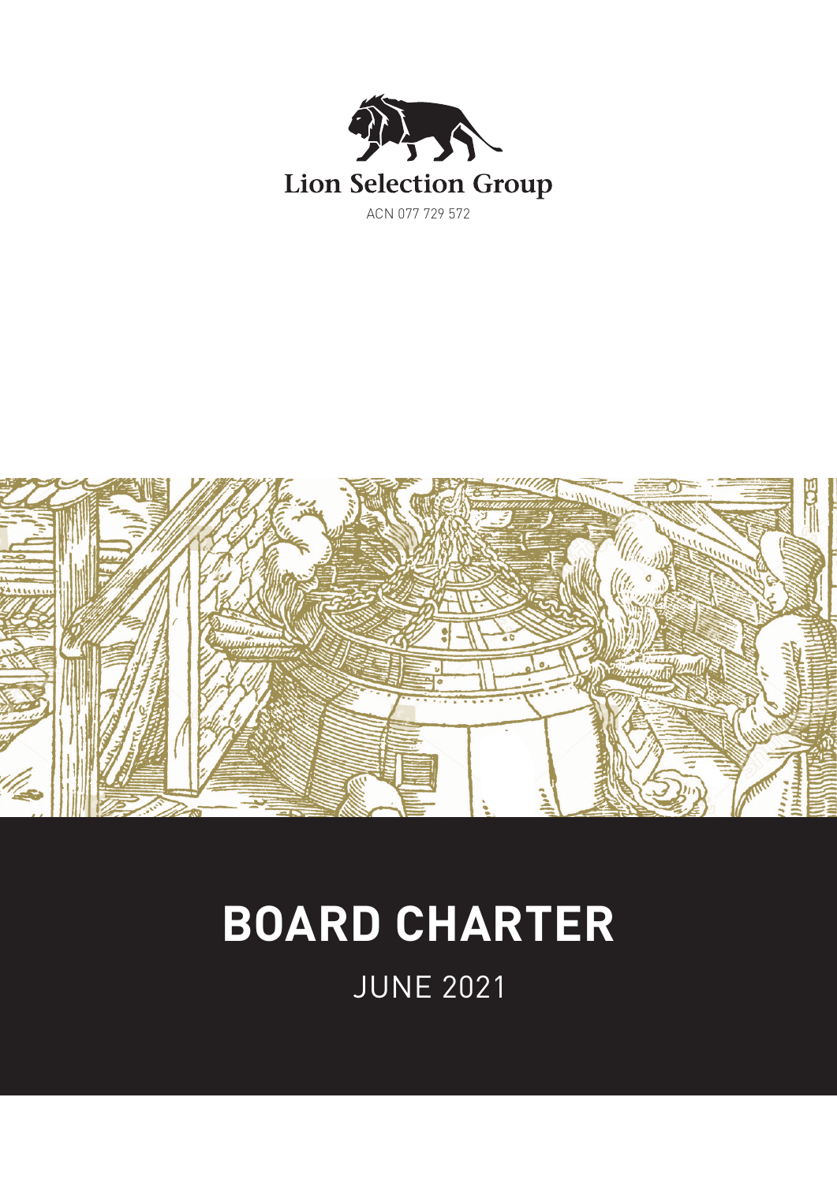Lion Selection Group

ACN 077 729 572

# BOARD CHARTER

JUNE 2021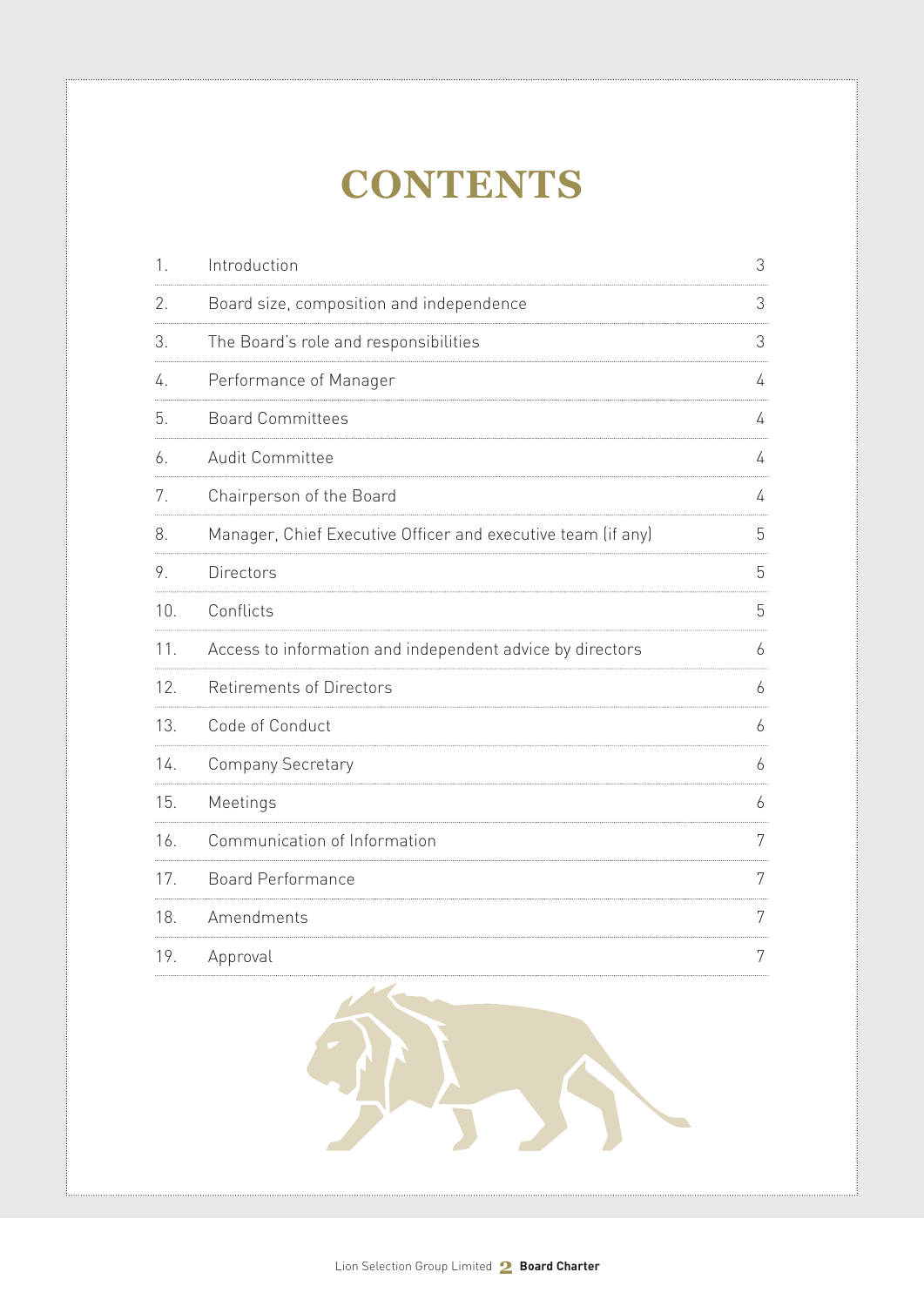# CONTENTS

| | | |
|---|---|---|
| 1. | Introduction | 3 |
| 2. | Board size, composition and independence | 3 |
| 3. | The Board's role and responsibilities | 3 |
| 4. | Performance of Manager | 4 |
| 5. | Board Committees | 4 |
| 6. | Audit Committee | 4 |
| 7. | Chairperson of the Board | 4 |
| 8. | Manager, Chief Executive Officer and executive team (if any) | 5 |
| 9. | Directors | 5 |
| 10. | Conflicts | 5 |
| 11. | Access to information and independent advice by directors | 6 |
| 12. | Retirements of Directors | 6 |
| 13. | Code of Conduct | 6 |
| 14. | Company Secretary | 6 |
| 15. | Meetings | 6 |
| 16. | Communication of Information | 7 |
| 17. | Board Performance | 7 |
| 18. | Amendments | 7 |
| 19. | Approval | 7 |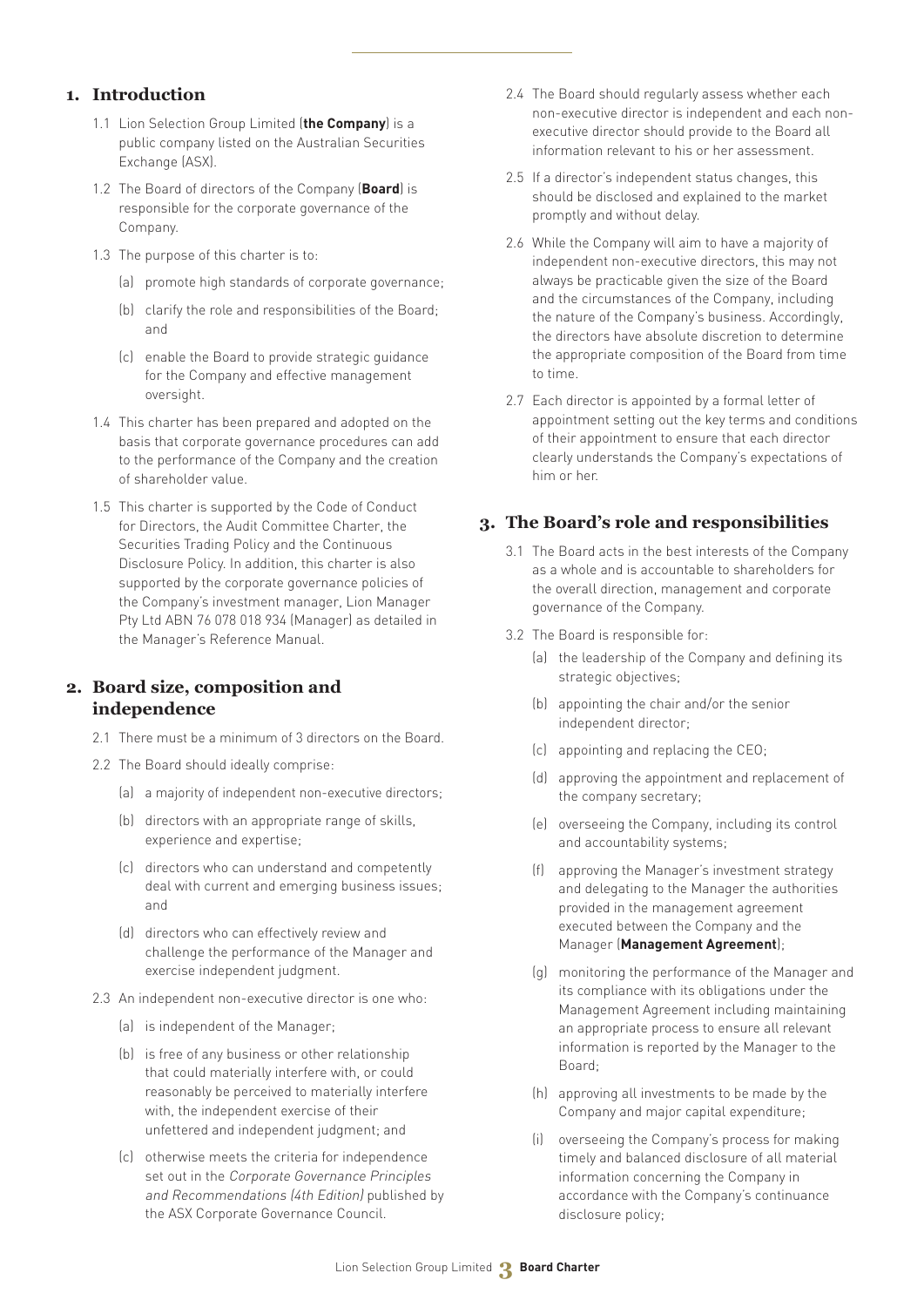## 1. Introduction

1.1 Lion Selection Group Limited (**the Company**) is a public company listed on the Australian Securities Exchange (ASX).

1.2 The Board of directors of the Company (**Board**) is responsible for the corporate governance of the Company.

1.3 The purpose of this charter is to:

(a) promote high standards of corporate governance;

(b) clarify the role and responsibilities of the Board; and

(c) enable the Board to provide strategic guidance for the Company and effective management oversight.

1.4 This charter has been prepared and adopted on the basis that corporate governance procedures can add to the performance of the Company and the creation of shareholder value.

1.5 This charter is supported by the Code of Conduct for Directors, the Audit Committee Charter, the Securities Trading Policy and the Continuous Disclosure Policy. In addition, this charter is also supported by the corporate governance policies of the Company's investment manager, Lion Manager Pty Ltd ABN 76 078 018 934 (Manager) as detailed in the Manager's Reference Manual.

## 2. Board size, composition and independence

2.1 There must be a minimum of 3 directors on the Board.

2.2 The Board should ideally comprise:

(a) a majority of independent non-executive directors;

(b) directors with an appropriate range of skills, experience and expertise;

(c) directors who can understand and competently deal with current and emerging business issues; and

(d) directors who can effectively review and challenge the performance of the Manager and exercise independent judgment.

2.3 An independent non-executive director is one who:

(a) is independent of the Manager;

(b) is free of any business or other relationship that could materially interfere with, or could reasonably be perceived to materially interfere with, the independent exercise of their unfettered and independent judgment; and

(c) otherwise meets the criteria for independence set out in the *Corporate Governance Principles and Recommendations (4th Edition)* published by the ASX Corporate Governance Council.

2.4 The Board should regularly assess whether each non-executive director is independent and each non-executive director should provide to the Board all information relevant to his or her assessment.

2.5 If a director's independent status changes, this should be disclosed and explained to the market promptly and without delay.

2.6 While the Company will aim to have a majority of independent non-executive directors, this may not always be practicable given the size of the Board and the circumstances of the Company, including the nature of the Company's business. Accordingly, the directors have absolute discretion to determine the appropriate composition of the Board from time to time.

2.7 Each director is appointed by a formal letter of appointment setting out the key terms and conditions of their appointment to ensure that each director clearly understands the Company's expectations of him or her.

## 3. The Board's role and responsibilities

3.1 The Board acts in the best interests of the Company as a whole and is accountable to shareholders for the overall direction, management and corporate governance of the Company.

3.2 The Board is responsible for:

(a) the leadership of the Company and defining its strategic objectives;

(b) appointing the chair and/or the senior independent director;

(c) appointing and replacing the CEO;

(d) approving the appointment and replacement of the company secretary;

(e) overseeing the Company, including its control and accountability systems;

(f) approving the Manager's investment strategy and delegating to the Manager the authorities provided in the management agreement executed between the Company and the Manager (**Management Agreement**);

(g) monitoring the performance of the Manager and its compliance with its obligations under the Management Agreement including maintaining an appropriate process to ensure all relevant information is reported by the Manager to the Board;

(h) approving all investments to be made by the Company and major capital expenditure;

(i) overseeing the Company's process for making timely and balanced disclosure of all material information concerning the Company in accordance with the Company's continuance disclosure policy;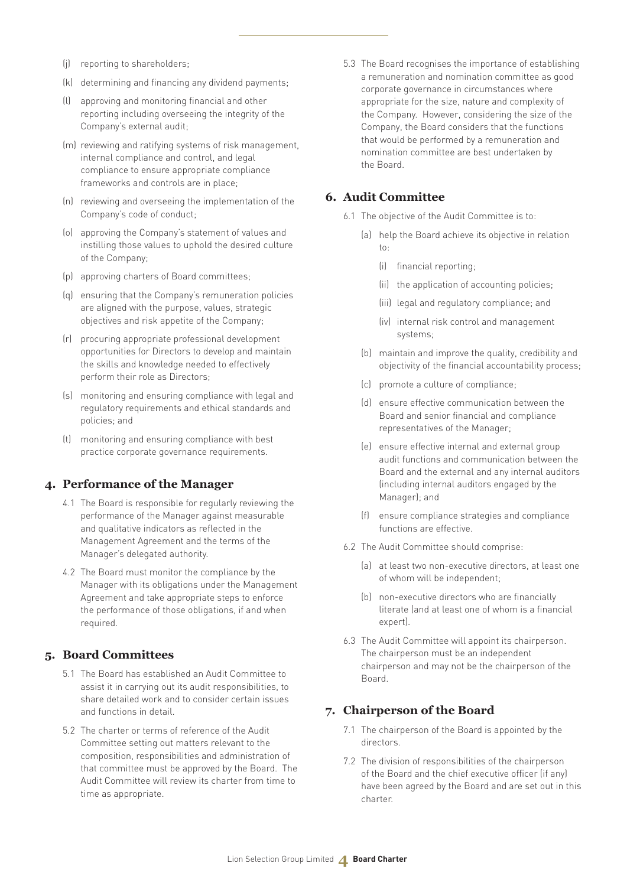(j) reporting to shareholders;

(k) determining and financing any dividend payments;

(l) approving and monitoring financial and other reporting including overseeing the integrity of the Company's external audit;

(m) reviewing and ratifying systems of risk management, internal compliance and control, and legal compliance to ensure appropriate compliance frameworks and controls are in place;

(n) reviewing and overseeing the implementation of the Company's code of conduct;

(o) approving the Company's statement of values and instilling those values to uphold the desired culture of the Company;

(p) approving charters of Board committees;

(q) ensuring that the Company's remuneration policies are aligned with the purpose, values, strategic objectives and risk appetite of the Company;

(r) procuring appropriate professional development opportunities for Directors to develop and maintain the skills and knowledge needed to effectively perform their role as Directors;

(s) monitoring and ensuring compliance with legal and regulatory requirements and ethical standards and policies; and

(t) monitoring and ensuring compliance with best practice corporate governance requirements.

## 4. Performance of the Manager

4.1 The Board is responsible for regularly reviewing the performance of the Manager against measurable and qualitative indicators as reflected in the Management Agreement and the terms of the Manager's delegated authority.

4.2 The Board must monitor the compliance by the Manager with its obligations under the Management Agreement and take appropriate steps to enforce the performance of those obligations, if and when required.

## 5. Board Committees

5.1 The Board has established an Audit Committee to assist it in carrying out its audit responsibilities, to share detailed work and to consider certain issues and functions in detail.

5.2 The charter or terms of reference of the Audit Committee setting out matters relevant to the composition, responsibilities and administration of that committee must be approved by the Board. The Audit Committee will review its charter from time to time as appropriate.

5.3 The Board recognises the importance of establishing a remuneration and nomination committee as good corporate governance in circumstances where appropriate for the size, nature and complexity of the Company. However, considering the size of the Company, the Board considers that the functions that would be performed by a remuneration and nomination committee are best undertaken by the Board.

## 6. Audit Committee

6.1 The objective of the Audit Committee is to:

(a) help the Board achieve its objective in relation to:

(i) financial reporting;

(ii) the application of accounting policies;

(iii) legal and regulatory compliance; and

(iv) internal risk control and management systems;

(b) maintain and improve the quality, credibility and objectivity of the financial accountability process;

(c) promote a culture of compliance;

(d) ensure effective communication between the Board and senior financial and compliance representatives of the Manager;

(e) ensure effective internal and external group audit functions and communication between the Board and the external and any internal auditors (including internal auditors engaged by the Manager); and

(f) ensure compliance strategies and compliance functions are effective.

6.2 The Audit Committee should comprise:

(a) at least two non-executive directors, at least one of whom will be independent;

(b) non-executive directors who are financially literate (and at least one of whom is a financial expert).

6.3 The Audit Committee will appoint its chairperson. The chairperson must be an independent chairperson and may not be the chairperson of the Board.

## 7. Chairperson of the Board

7.1 The chairperson of the Board is appointed by the directors.

7.2 The division of responsibilities of the chairperson of the Board and the chief executive officer (if any) have been agreed by the Board and are set out in this charter.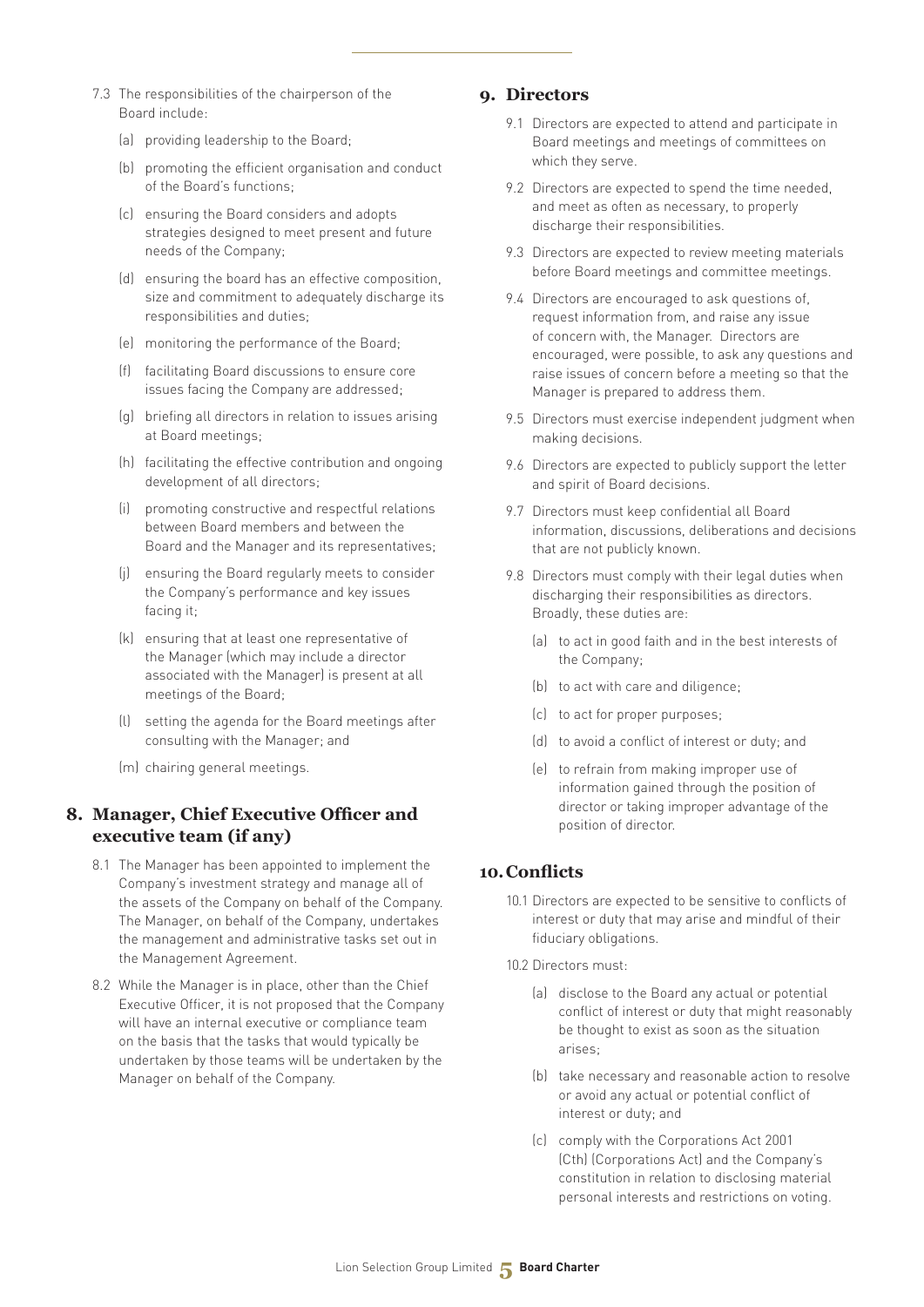7.3 The responsibilities of the chairperson of the Board include:

(a) providing leadership to the Board;

(b) promoting the efficient organisation and conduct of the Board's functions;

(c) ensuring the Board considers and adopts strategies designed to meet present and future needs of the Company;

(d) ensuring the board has an effective composition, size and commitment to adequately discharge its responsibilities and duties;

(e) monitoring the performance of the Board;

(f) facilitating Board discussions to ensure core issues facing the Company are addressed;

(g) briefing all directors in relation to issues arising at Board meetings;

(h) facilitating the effective contribution and ongoing development of all directors;

(i) promoting constructive and respectful relations between Board members and between the Board and the Manager and its representatives;

(j) ensuring the Board regularly meets to consider the Company's performance and key issues facing it;

(k) ensuring that at least one representative of the Manager (which may include a director associated with the Manager) is present at all meetings of the Board;

(l) setting the agenda for the Board meetings after consulting with the Manager; and

(m) chairing general meetings.

## 8. Manager, Chief Executive Officer and executive team (if any)

8.1 The Manager has been appointed to implement the Company's investment strategy and manage all of the assets of the Company on behalf of the Company. The Manager, on behalf of the Company, undertakes the management and administrative tasks set out in the Management Agreement.

8.2 While the Manager is in place, other than the Chief Executive Officer, it is not proposed that the Company will have an internal executive or compliance team on the basis that the tasks that would typically be undertaken by those teams will be undertaken by the Manager on behalf of the Company.

## 9. Directors

9.1 Directors are expected to attend and participate in Board meetings and meetings of committees on which they serve.

9.2 Directors are expected to spend the time needed, and meet as often as necessary, to properly discharge their responsibilities.

9.3 Directors are expected to review meeting materials before Board meetings and committee meetings.

9.4 Directors are encouraged to ask questions of, request information from, and raise any issue of concern with, the Manager. Directors are encouraged, were possible, to ask any questions and raise issues of concern before a meeting so that the Manager is prepared to address them.

9.5 Directors must exercise independent judgment when making decisions.

9.6 Directors are expected to publicly support the letter and spirit of Board decisions.

9.7 Directors must keep confidential all Board information, discussions, deliberations and decisions that are not publicly known.

9.8 Directors must comply with their legal duties when discharging their responsibilities as directors. Broadly, these duties are:

(a) to act in good faith and in the best interests of the Company;

(b) to act with care and diligence;

(c) to act for proper purposes;

(d) to avoid a conflict of interest or duty; and

(e) to refrain from making improper use of information gained through the position of director or taking improper advantage of the position of director.

## 10. Conflicts

10.1 Directors are expected to be sensitive to conflicts of interest or duty that may arise and mindful of their fiduciary obligations.

10.2 Directors must:

(a) disclose to the Board any actual or potential conflict of interest or duty that might reasonably be thought to exist as soon as the situation arises;

(b) take necessary and reasonable action to resolve or avoid any actual or potential conflict of interest or duty; and

(c) comply with the Corporations Act 2001 (Cth) (Corporations Act) and the Company's constitution in relation to disclosing material personal interests and restrictions on voting.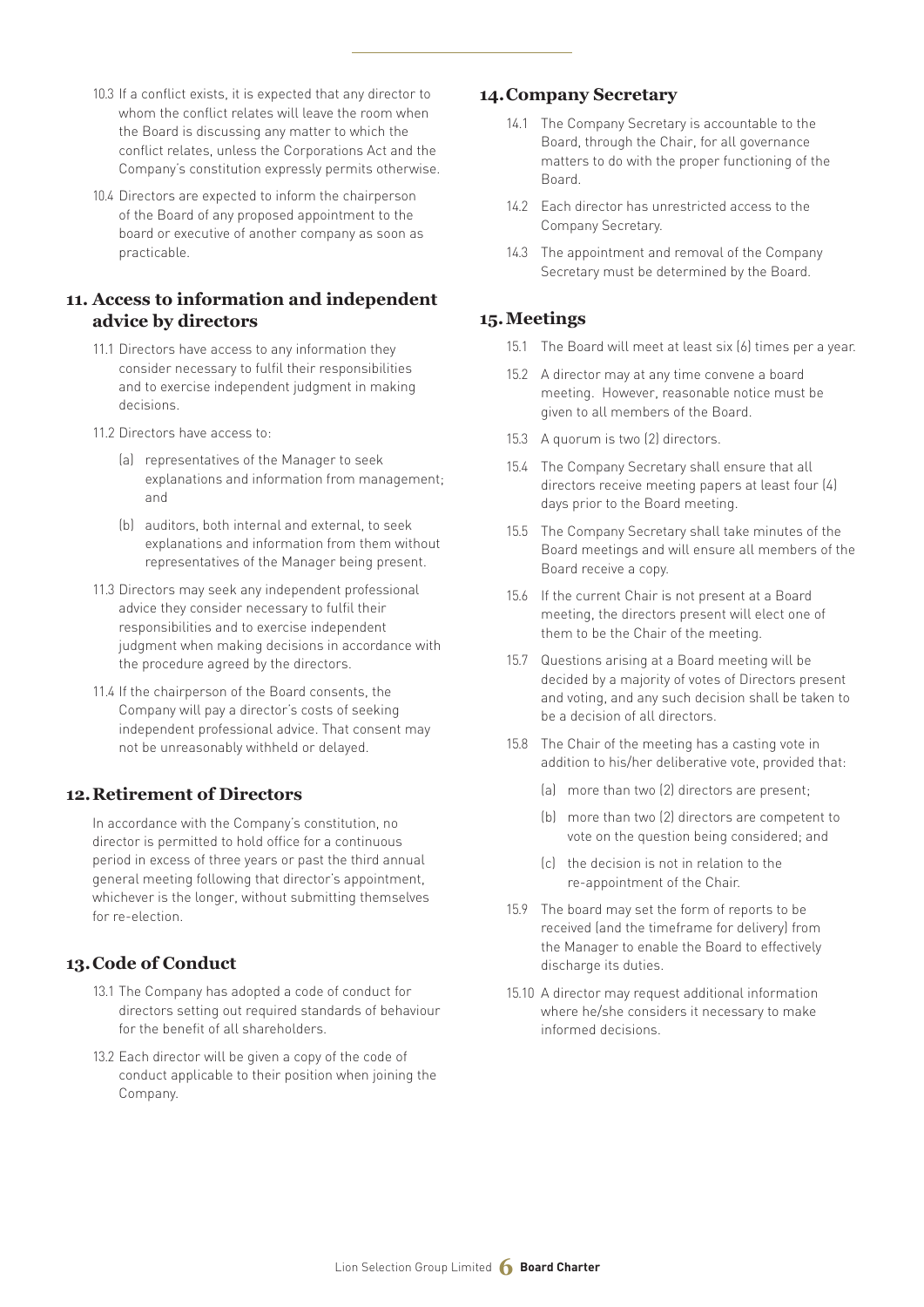10.3 If a conflict exists, it is expected that any director to whom the conflict relates will leave the room when the Board is discussing any matter to which the conflict relates, unless the Corporations Act and the Company's constitution expressly permits otherwise.

10.4 Directors are expected to inform the chairperson of the Board of any proposed appointment to the board or executive of another company as soon as practicable.

## 11. Access to information and independent advice by directors

11.1 Directors have access to any information they consider necessary to fulfil their responsibilities and to exercise independent judgment in making decisions.

11.2 Directors have access to:

(a) representatives of the Manager to seek explanations and information from management; and

(b) auditors, both internal and external, to seek explanations and information from them without representatives of the Manager being present.

11.3 Directors may seek any independent professional advice they consider necessary to fulfil their responsibilities and to exercise independent judgment when making decisions in accordance with the procedure agreed by the directors.

11.4 If the chairperson of the Board consents, the Company will pay a director's costs of seeking independent professional advice. That consent may not be unreasonably withheld or delayed.

## 12. Retirement of Directors

In accordance with the Company's constitution, no director is permitted to hold office for a continuous period in excess of three years or past the third annual general meeting following that director's appointment, whichever is the longer, without submitting themselves for re-election.

## 13. Code of Conduct

13.1 The Company has adopted a code of conduct for directors setting out required standards of behaviour for the benefit of all shareholders.

13.2 Each director will be given a copy of the code of conduct applicable to their position when joining the Company.

## 14. Company Secretary

14.1 The Company Secretary is accountable to the Board, through the Chair, for all governance matters to do with the proper functioning of the Board.

14.2 Each director has unrestricted access to the Company Secretary.

14.3 The appointment and removal of the Company Secretary must be determined by the Board.

## 15. Meetings

15.1 The Board will meet at least six (6) times per a year.

15.2 A director may at any time convene a board meeting. However, reasonable notice must be given to all members of the Board.

15.3 A quorum is two (2) directors.

15.4 The Company Secretary shall ensure that all directors receive meeting papers at least four (4) days prior to the Board meeting.

15.5 The Company Secretary shall take minutes of the Board meetings and will ensure all members of the Board receive a copy.

15.6 If the current Chair is not present at a Board meeting, the directors present will elect one of them to be the Chair of the meeting.

15.7 Questions arising at a Board meeting will be decided by a majority of votes of Directors present and voting, and any such decision shall be taken to be a decision of all directors.

15.8 The Chair of the meeting has a casting vote in addition to his/her deliberative vote, provided that:

(a) more than two (2) directors are present;

(b) more than two (2) directors are competent to vote on the question being considered; and

(c) the decision is not in relation to the re-appointment of the Chair.

15.9 The board may set the form of reports to be received (and the timeframe for delivery) from the Manager to enable the Board to effectively discharge its duties.

15.10 A director may request additional information where he/she considers it necessary to make informed decisions.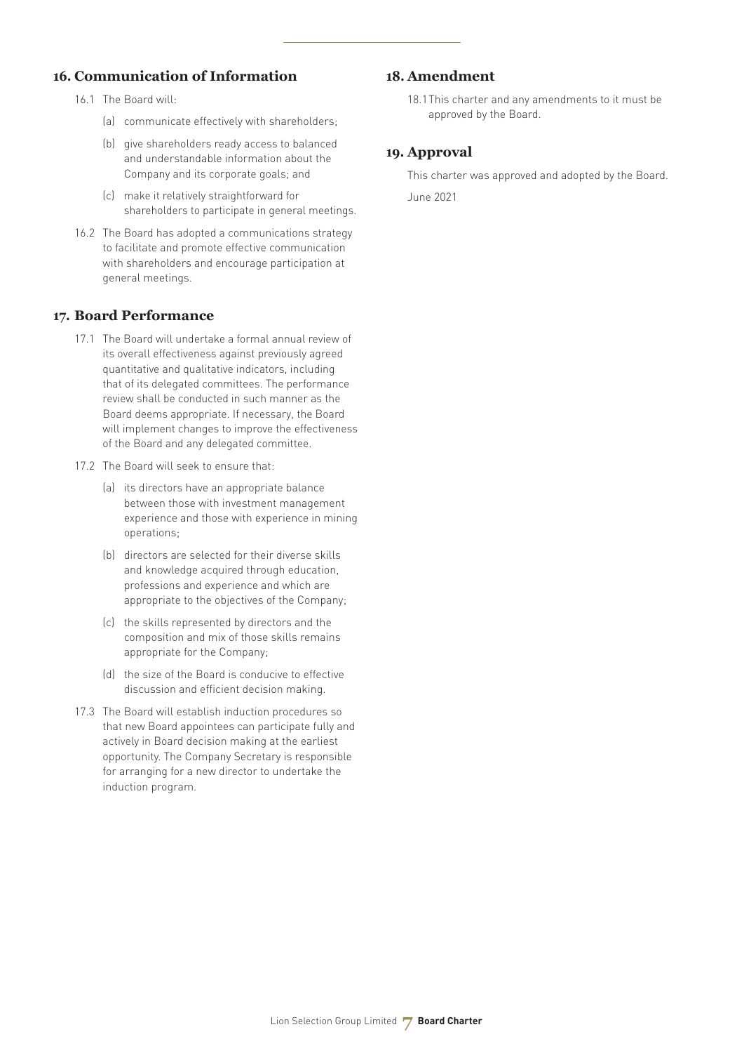## 16. Communication of Information

16.1 The Board will:

(a) communicate effectively with shareholders;

(b) give shareholders ready access to balanced and understandable information about the Company and its corporate goals; and

(c) make it relatively straightforward for shareholders to participate in general meetings.

16.2 The Board has adopted a communications strategy to facilitate and promote effective communication with shareholders and encourage participation at general meetings.

## 17. Board Performance

17.1 The Board will undertake a formal annual review of its overall effectiveness against previously agreed quantitative and qualitative indicators, including that of its delegated committees. The performance review shall be conducted in such manner as the Board deems appropriate. If necessary, the Board will implement changes to improve the effectiveness of the Board and any delegated committee.

17.2 The Board will seek to ensure that:

(a) its directors have an appropriate balance between those with investment management experience and those with experience in mining operations;

(b) directors are selected for their diverse skills and knowledge acquired through education, professions and experience and which are appropriate to the objectives of the Company;

(c) the skills represented by directors and the composition and mix of those skills remains appropriate for the Company;

(d) the size of the Board is conducive to effective discussion and efficient decision making.

17.3 The Board will establish induction procedures so that new Board appointees can participate fully and actively in Board decision making at the earliest opportunity. The Company Secretary is responsible for arranging for a new director to undertake the induction program.

## 18. Amendment

18.1 This charter and any amendments to it must be approved by the Board.

## 19. Approval

This charter was approved and adopted by the Board.

June 2021